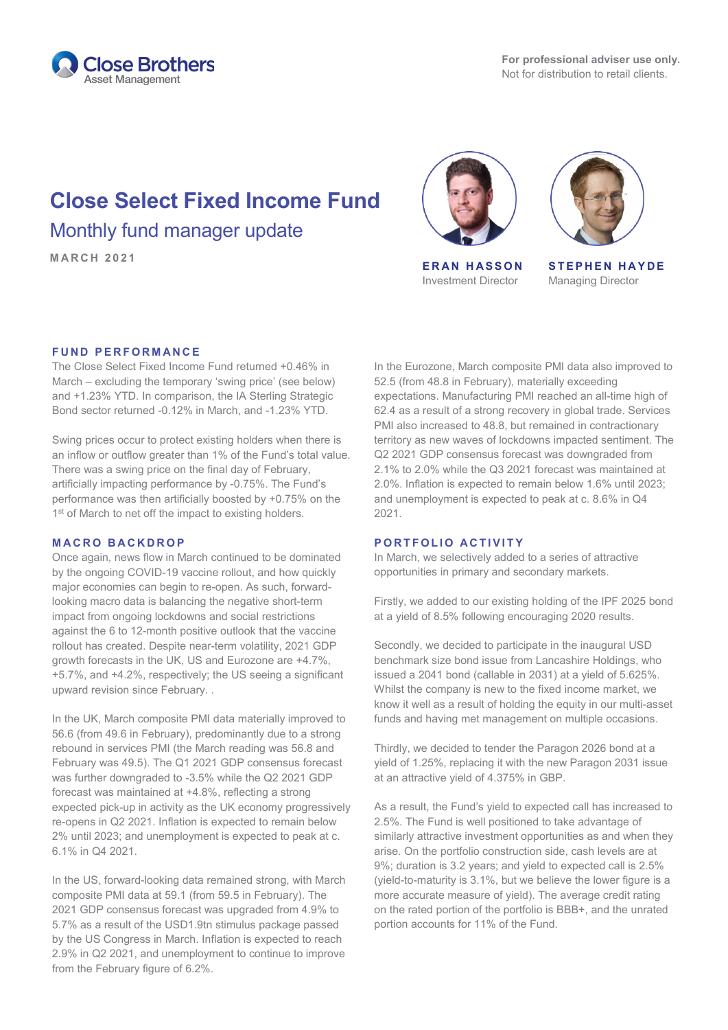Close Brothers Asset Management

**For professional adviser use only.**
Not for distribution to retail clients.

# Close Select Fixed Income Fund

## Monthly fund manager update

MARCH 2021

**ERAN HASSON**
Investment Director

**STEPHEN HAYDE**
Managing Director

### FUND PERFORMANCE

The Close Select Fixed Income Fund returned +0.46% in March – excluding the temporary 'swing price' (see below) and +1.23% YTD. In comparison, the IA Sterling Strategic Bond sector returned -0.12% in March, and -1.23% YTD.

Swing prices occur to protect existing holders when there is an inflow or outflow greater than 1% of the Fund's total value. There was a swing price on the final day of February, artificially impacting performance by -0.75%. The Fund's performance was then artificially boosted by +0.75% on the 1st of March to net off the impact to existing holders.

### MACRO BACKDROP

Once again, news flow in March continued to be dominated by the ongoing COVID-19 vaccine rollout, and how quickly major economies can begin to re-open. As such, forward-looking macro data is balancing the negative short-term impact from ongoing lockdowns and social restrictions against the 6 to 12-month positive outlook that the vaccine rollout has created. Despite near-term volatility, 2021 GDP growth forecasts in the UK, US and Eurozone are +4.7%, +5.7%, and +4.2%, respectively; the US seeing a significant upward revision since February. .

In the UK, March composite PMI data materially improved to 56.6 (from 49.6 in February), predominantly due to a strong rebound in services PMI (the March reading was 56.8 and February was 49.5). The Q1 2021 GDP consensus forecast was further downgraded to -3.5% while the Q2 2021 GDP forecast was maintained at +4.8%, reflecting a strong expected pick-up in activity as the UK economy progressively re-opens in Q2 2021. Inflation is expected to remain below 2% until 2023; and unemployment is expected to peak at c. 6.1% in Q4 2021.

In the US, forward-looking data remained strong, with March composite PMI data at 59.1 (from 59.5 in February). The 2021 GDP consensus forecast was upgraded from 4.9% to 5.7% as a result of the USD1.9tn stimulus package passed by the US Congress in March. Inflation is expected to reach 2.9% in Q2 2021, and unemployment to continue to improve from the February figure of 6.2%.

In the Eurozone, March composite PMI data also improved to 52.5 (from 48.8 in February), materially exceeding expectations. Manufacturing PMI reached an all-time high of 62.4 as a result of a strong recovery in global trade. Services PMI also increased to 48.8, but remained in contractionary territory as new waves of lockdowns impacted sentiment. The Q2 2021 GDP consensus forecast was downgraded from 2.1% to 2.0% while the Q3 2021 forecast was maintained at 2.0%. Inflation is expected to remain below 1.6% until 2023; and unemployment is expected to peak at c. 8.6% in Q4 2021.

### PORTFOLIO ACTIVITY

In March, we selectively added to a series of attractive opportunities in primary and secondary markets.

Firstly, we added to our existing holding of the IPF 2025 bond at a yield of 8.5% following encouraging 2020 results.

Secondly, we decided to participate in the inaugural USD benchmark size bond issue from Lancashire Holdings, who issued a 2041 bond (callable in 2031) at a yield of 5.625%. Whilst the company is new to the fixed income market, we know it well as a result of holding the equity in our multi-asset funds and having met management on multiple occasions.

Thirdly, we decided to tender the Paragon 2026 bond at a yield of 1.25%, replacing it with the new Paragon 2031 issue at an attractive yield of 4.375% in GBP.

As a result, the Fund's yield to expected call has increased to 2.5%. The Fund is well positioned to take advantage of similarly attractive investment opportunities as and when they arise. On the portfolio construction side, cash levels are at 9%; duration is 3.2 years; and yield to expected call is 2.5% (yield-to-maturity is 3.1%, but we believe the lower figure is a more accurate measure of yield). The average credit rating on the rated portion of the portfolio is BBB+, and the unrated portion accounts for 11% of the Fund.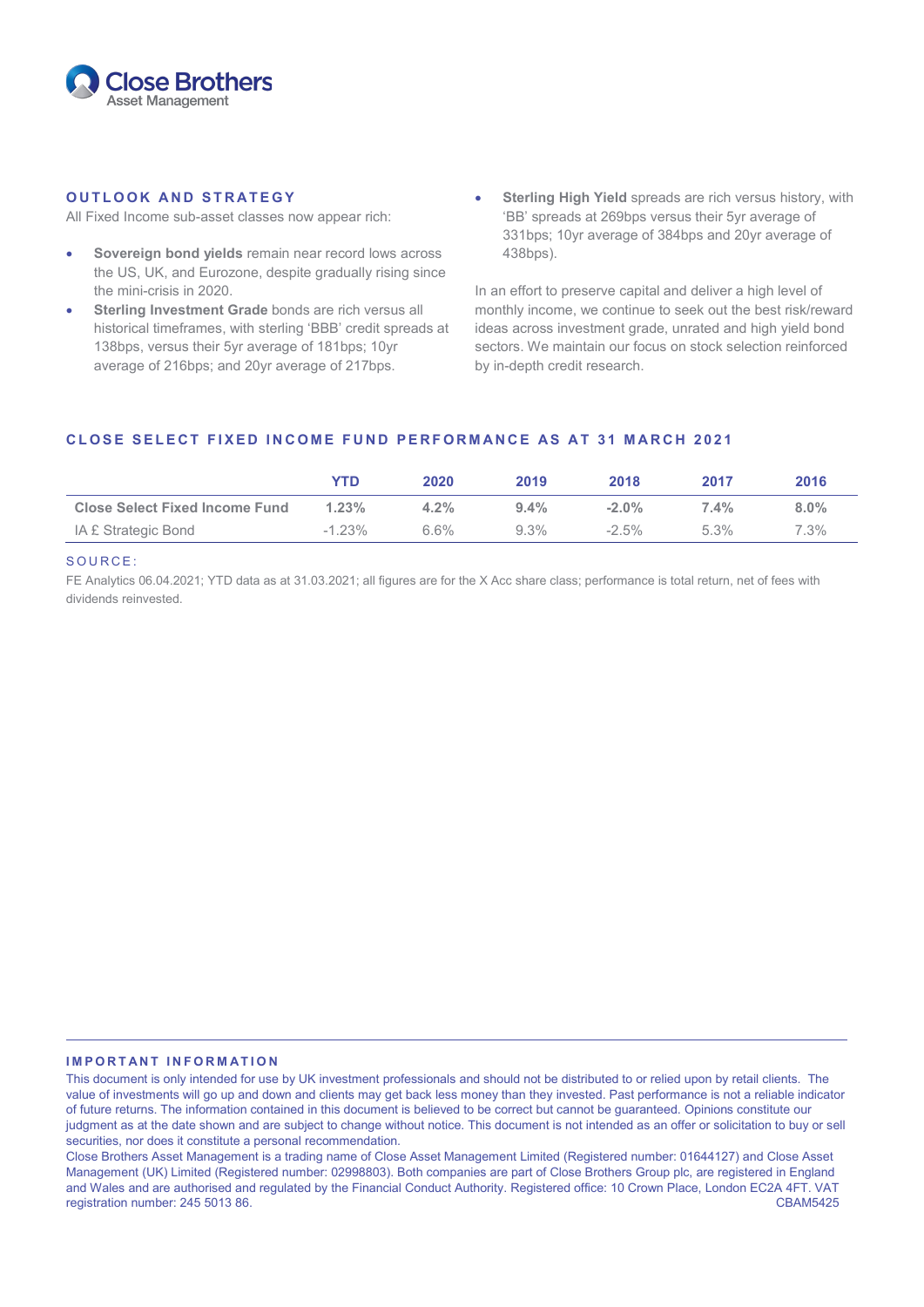## OUTLOOK AND STRATEGY

All Fixed Income sub-asset classes now appear rich:

- **Sovereign bond yields** remain near record lows across the US, UK, and Eurozone, despite gradually rising since the mini-crisis in 2020.
- **Sterling Investment Grade** bonds are rich versus all historical timeframes, with sterling 'BBB' credit spreads at 138bps, versus their 5yr average of 181bps; 10yr average of 216bps; and 20yr average of 217bps.
- **Sterling High Yield** spreads are rich versus history, with 'BB' spreads at 269bps versus their 5yr average of 331bps; 10yr average of 384bps and 20yr average of 438bps).

In an effort to preserve capital and deliver a high level of monthly income, we continue to seek out the best risk/reward ideas across investment grade, unrated and high yield bond sectors. We maintain our focus on stock selection reinforced by in-depth credit research.

## CLOSE SELECT FIXED INCOME FUND PERFORMANCE AS AT 31 MARCH 2021

| | YTD | 2020 | 2019 | 2018 | 2017 | 2016 |
|---|---|---|---|---|---|---|
| **Close Select Fixed Income Fund** | **1.23%** | **4.2%** | **9.4%** | **-2.0%** | **7.4%** | **8.0%** |
| IA £ Strategic Bond | -1.23% | 6.6% | 9.3% | -2.5% | 5.3% | 7.3% |

SOURCE:

FE Analytics 06.04.2021; YTD data as at 31.03.2021; all figures are for the X Acc share class; performance is total return, net of fees with dividends reinvested.

### IMPORTANT INFORMATION

This document is only intended for use by UK investment professionals and should not be distributed to or relied upon by retail clients. The value of investments will go up and down and clients may get back less money than they invested. Past performance is not a reliable indicator of future returns. The information contained in this document is believed to be correct but cannot be guaranteed. Opinions constitute our judgment as at the date shown and are subject to change without notice. This document is not intended as an offer or solicitation to buy or sell securities, nor does it constitute a personal recommendation.

Close Brothers Asset Management is a trading name of Close Asset Management Limited (Registered number: 01644127) and Close Asset Management (UK) Limited (Registered number: 02998803). Both companies are part of Close Brothers Group plc, are registered in England and Wales and are authorised and regulated by the Financial Conduct Authority. Registered office: 10 Crown Place, London EC2A 4FT. VAT registration number: 245 5013 86. CBAM5425